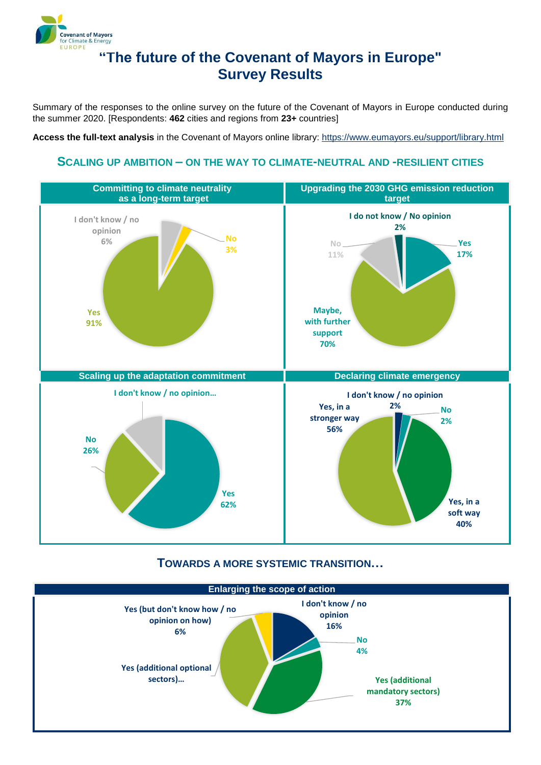# "The future of the Covenant of Mayors in Europe" Survey Results

Summary of the responses to the online survey on the future of the Covenant of Mayors in Europe conducted during the summer 2020. [Respondents: **462** cities and regions from **23+** countries]

**Access the full-text analysis** in the Covenant of Mayors online library: https://www.eumayors.eu/support/library.html

## SCALING UP AMBITION – ON THE WAY TO CLIMATE-NEUTRAL AND -RESILIENT CITIES

### Committing to climate neutrality as a long-term target

- I don't know / no opinion 6%
- No 3%
- Yes 91%

### Upgrading the 2030 GHG emission reduction target

- I do not know / No opinion 2%
- Yes 17%
- No 11%
- Maybe, with further support 70%

### Scaling up the adaptation commitment

- I don't know / no opinion…
- No 26%
- Yes 62%

### Declaring climate emergency

- I don't know / no opinion 2%
- Yes, in a stronger way 56%
- No 2%
- Yes, in a soft way 40%

## TOWARDS A MORE SYSTEMIC TRANSITION…

### Enlarging the scope of action

- Yes (but don't know how / no opinion on how) 6%
- I don't know / no opinion 16%
- No 4%
- Yes (additional optional sectors)…
- Yes (additional mandatory sectors) 37%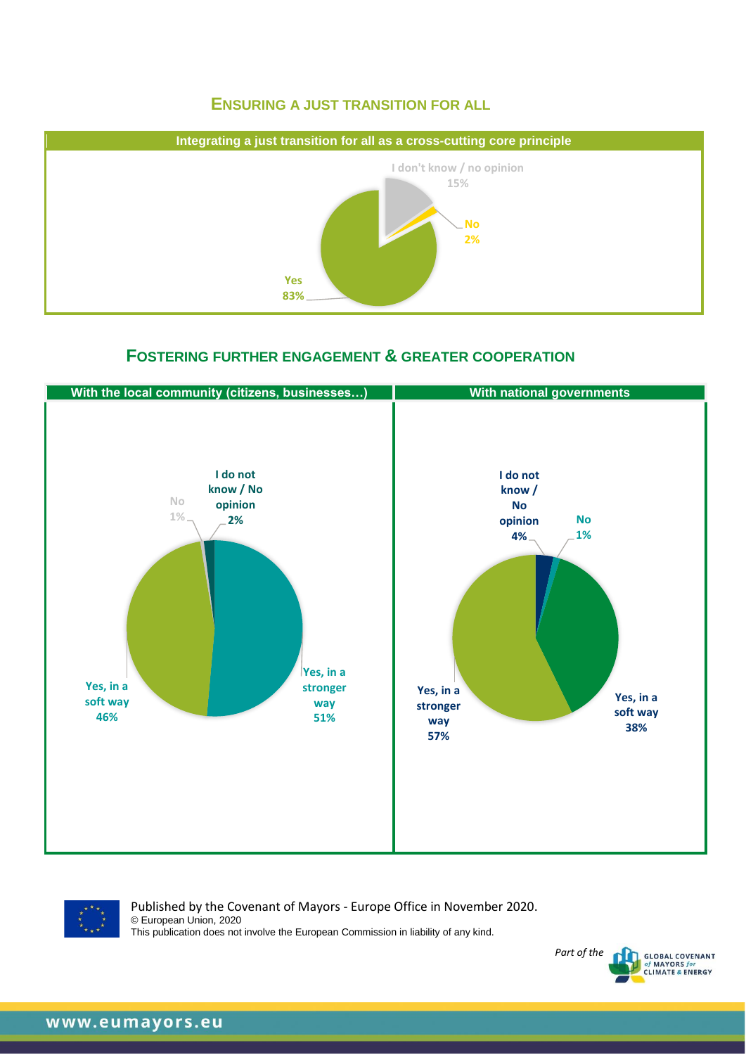## ENSURING A JUST TRANSITION FOR ALL

**Integrating a just transition for all as a cross-cutting core principle**

I don't know / no opinion 15%

No 2%

Yes 83%

## FOSTERING FURTHER ENGAGEMENT & GREATER COOPERATION

**With the local community (citizens, businesses…)**

I do not know / No opinion 2%

No 1%

Yes, in a stronger way 51%

Yes, in a soft way 46%

**With national governments**

I do not know / No opinion 4%

No 1%

Yes, in a soft way 38%

Yes, in a stronger way 57%

Published by the Covenant of Mayors - Europe Office in November 2020.
© European Union, 2020
This publication does not involve the European Commission in liability of any kind.

*Part of the* GLOBAL COVENANT of MAYORS for CLIMATE & ENERGY

www.eumayors.eu